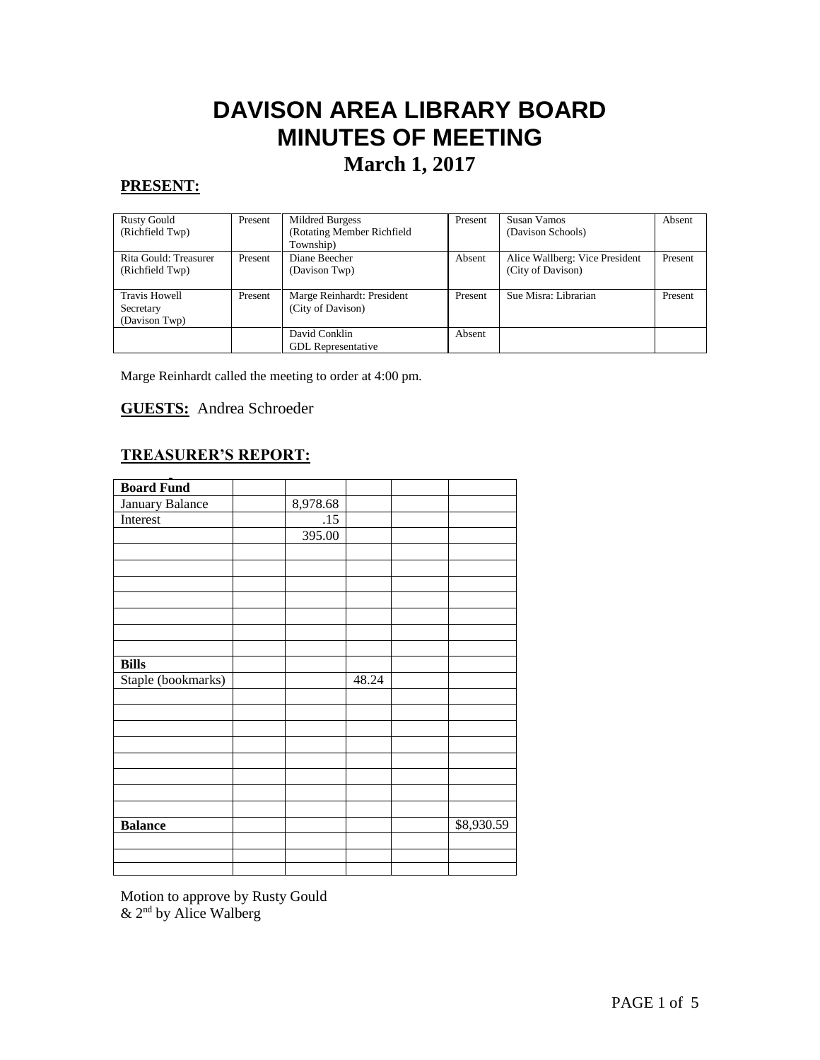# DAVISON AREA LIBRARY BOARD
# MINUTES OF MEETING
## March 1, 2017

**PRESENT:**

| | | | | | |
|---|---|---|---|---|---|
| Rusty Gould (Richfield Twp) | Present | Mildred Burgess (Rotating Member Richfield Township) | Present | Susan Vamos (Davison Schools) | Absent |
| Rita Gould: Treasurer (Richfield Twp) | Present | Diane Beecher (Davison Twp) | Absent | Alice Wallberg: Vice President (City of Davison) | Present |
| Travis Howell Secretary (Davison Twp) | Present | Marge Reinhardt: President (City of Davison) | Present | Sue Misra: Librarian | Present |
| | | David Conklin GDL Representative | Absent | | |

Marge Reinhardt called the meeting to order at 4:00 pm.

**GUESTS:** Andrea Schroeder

**TREASURER'S REPORT:**

| **Board Fund** | | | | | |
|---|---|---|---|---|---|
| January Balance | | 8,978.68 | | | |
| Interest | | .15 | | | |
| | | 395.00 | | | |
| | | | | | |
| | | | | | |
| | | | | | |
| | | | | | |
| | | | | | |
| | | | | | |
| | | | | | |
| **Bills** | | | | | |
| Staple (bookmarks) | | | 48.24 | | |
| | | | | | |
| | | | | | |
| | | | | | |
| | | | | | |
| | | | | | |
| | | | | | |
| | | | | | |
| | | | | | |
| **Balance** | | | | | $8,930.59 |
| | | | | | |
| | | | | | |
| | | | | | |

Motion to approve by Rusty Gould
& 2nd by Alice Walberg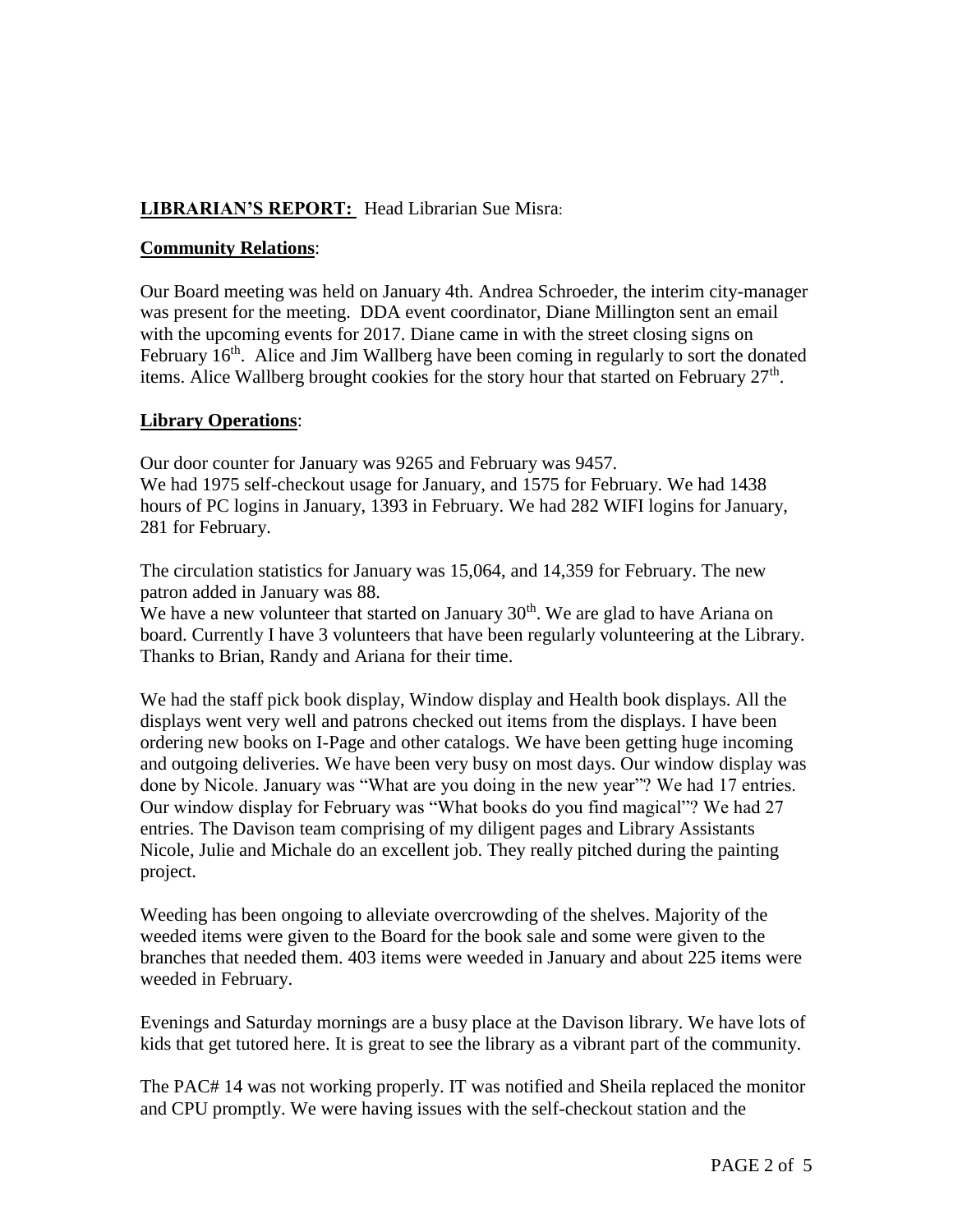**LIBRARIAN'S REPORT:** Head Librarian Sue Misra:

**Community Relations**:

Our Board meeting was held on January 4th. Andrea Schroeder, the interim city-manager was present for the meeting. DDA event coordinator, Diane Millington sent an email with the upcoming events for 2017. Diane came in with the street closing signs on February 16th. Alice and Jim Wallberg have been coming in regularly to sort the donated items. Alice Wallberg brought cookies for the story hour that started on February 27th.

**Library Operations**:

Our door counter for January was 9265 and February was 9457.
We had 1975 self-checkout usage for January, and 1575 for February. We had 1438 hours of PC logins in January, 1393 in February. We had 282 WIFI logins for January, 281 for February.

The circulation statistics for January was 15,064, and 14,359 for February. The new patron added in January was 88.
We have a new volunteer that started on January 30th. We are glad to have Ariana on board. Currently I have 3 volunteers that have been regularly volunteering at the Library. Thanks to Brian, Randy and Ariana for their time.

We had the staff pick book display, Window display and Health book displays. All the displays went very well and patrons checked out items from the displays. I have been ordering new books on I-Page and other catalogs. We have been getting huge incoming and outgoing deliveries. We have been very busy on most days. Our window display was done by Nicole. January was "What are you doing in the new year"? We had 17 entries. Our window display for February was "What books do you find magical"? We had 27 entries. The Davison team comprising of my diligent pages and Library Assistants Nicole, Julie and Michale do an excellent job. They really pitched during the painting project.

Weeding has been ongoing to alleviate overcrowding of the shelves. Majority of the weeded items were given to the Board for the book sale and some were given to the branches that needed them. 403 items were weeded in January and about 225 items were weeded in February.

Evenings and Saturday mornings are a busy place at the Davison library. We have lots of kids that get tutored here. It is great to see the library as a vibrant part of the community.

The PAC# 14 was not working properly. IT was notified and Sheila replaced the monitor and CPU promptly. We were having issues with the self-checkout station and the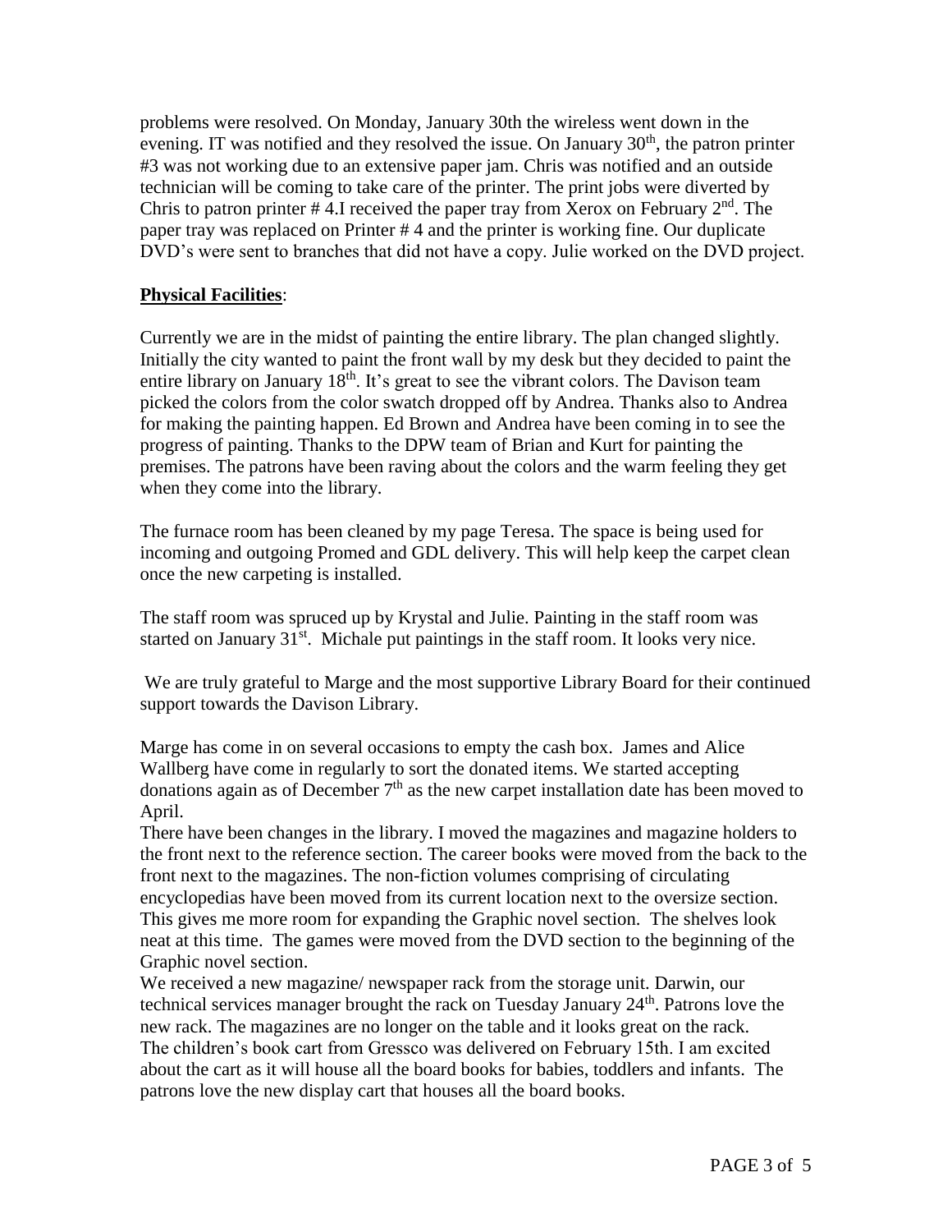problems were resolved. On Monday, January 30th the wireless went down in the evening. IT was notified and they resolved the issue. On January 30th, the patron printer #3 was not working due to an extensive paper jam. Chris was notified and an outside technician will be coming to take care of the printer. The print jobs were diverted by Chris to patron printer # 4.I received the paper tray from Xerox on February 2nd. The paper tray was replaced on Printer # 4 and the printer is working fine. Our duplicate DVD's were sent to branches that did not have a copy. Julie worked on the DVD project.

**Physical Facilities**:

Currently we are in the midst of painting the entire library. The plan changed slightly. Initially the city wanted to paint the front wall by my desk but they decided to paint the entire library on January 18th. It's great to see the vibrant colors. The Davison team picked the colors from the color swatch dropped off by Andrea. Thanks also to Andrea for making the painting happen. Ed Brown and Andrea have been coming in to see the progress of painting. Thanks to the DPW team of Brian and Kurt for painting the premises. The patrons have been raving about the colors and the warm feeling they get when they come into the library.

The furnace room has been cleaned by my page Teresa. The space is being used for incoming and outgoing Promed and GDL delivery. This will help keep the carpet clean once the new carpeting is installed.

The staff room was spruced up by Krystal and Julie. Painting in the staff room was started on January 31st. Michale put paintings in the staff room. It looks very nice.

We are truly grateful to Marge and the most supportive Library Board for their continued support towards the Davison Library.

Marge has come in on several occasions to empty the cash box. James and Alice Wallberg have come in regularly to sort the donated items. We started accepting donations again as of December 7th as the new carpet installation date has been moved to April.

There have been changes in the library. I moved the magazines and magazine holders to the front next to the reference section. The career books were moved from the back to the front next to the magazines. The non-fiction volumes comprising of circulating encyclopedias have been moved from its current location next to the oversize section. This gives me more room for expanding the Graphic novel section. The shelves look neat at this time. The games were moved from the DVD section to the beginning of the Graphic novel section.

We received a new magazine/ newspaper rack from the storage unit. Darwin, our technical services manager brought the rack on Tuesday January 24th. Patrons love the new rack. The magazines are no longer on the table and it looks great on the rack.

The children's book cart from Gressco was delivered on February 15th. I am excited about the cart as it will house all the board books for babies, toddlers and infants. The patrons love the new display cart that houses all the board books.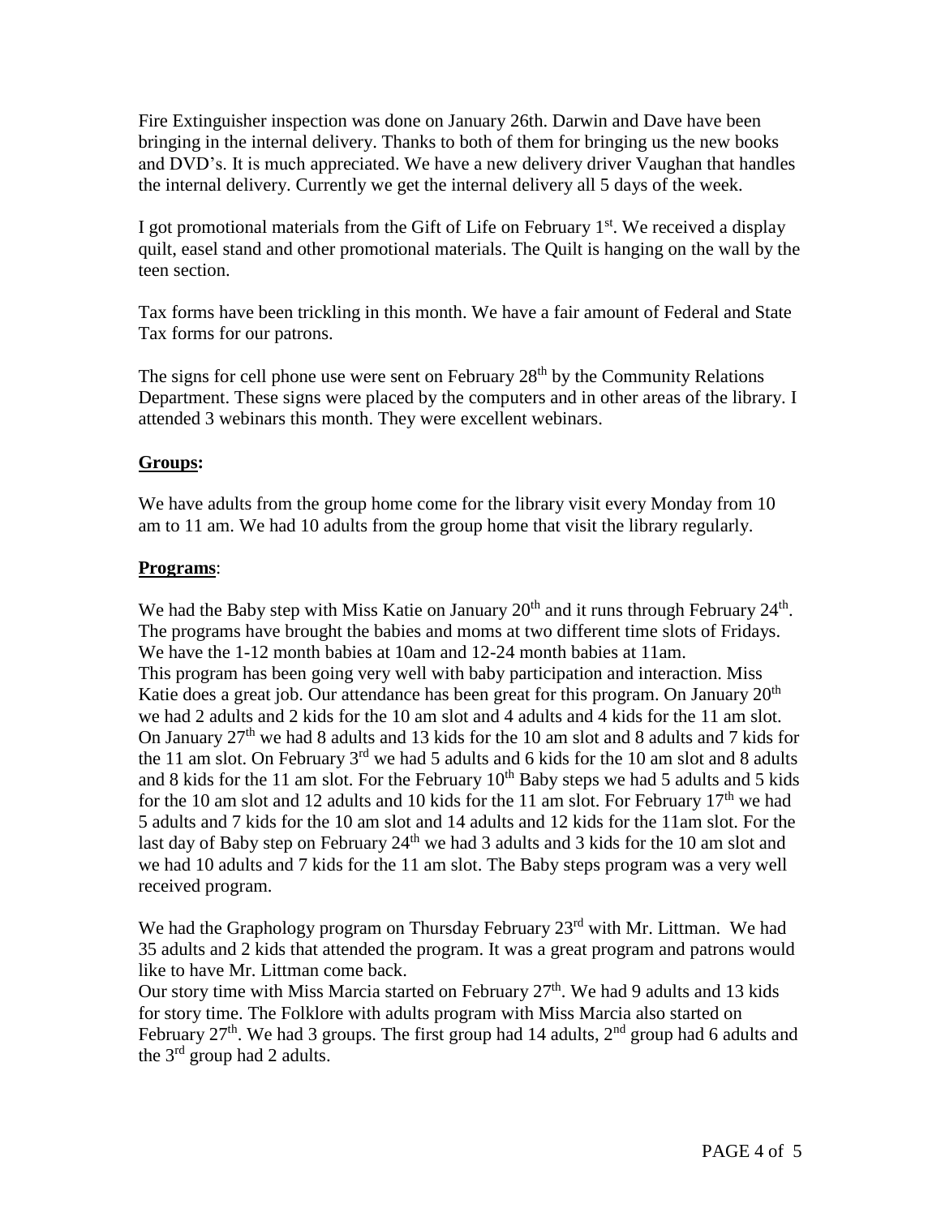Fire Extinguisher inspection was done on January 26th. Darwin and Dave have been bringing in the internal delivery. Thanks to both of them for bringing us the new books and DVD's. It is much appreciated. We have a new delivery driver Vaughan that handles the internal delivery. Currently we get the internal delivery all 5 days of the week.

I got promotional materials from the Gift of Life on February 1st. We received a display quilt, easel stand and other promotional materials. The Quilt is hanging on the wall by the teen section.

Tax forms have been trickling in this month. We have a fair amount of Federal and State Tax forms for our patrons.

The signs for cell phone use were sent on February 28th by the Community Relations Department. These signs were placed by the computers and in other areas of the library. I attended 3 webinars this month. They were excellent webinars.

**Groups:**

We have adults from the group home come for the library visit every Monday from 10 am to 11 am. We had 10 adults from the group home that visit the library regularly.

**Programs**:

We had the Baby step with Miss Katie on January 20th and it runs through February 24th. The programs have brought the babies and moms at two different time slots of Fridays. We have the 1-12 month babies at 10am and 12-24 month babies at 11am.
This program has been going very well with baby participation and interaction. Miss Katie does a great job. Our attendance has been great for this program. On January 20th we had 2 adults and 2 kids for the 10 am slot and 4 adults and 4 kids for the 11 am slot. On January 27th we had 8 adults and 13 kids for the 10 am slot and 8 adults and 7 kids for the 11 am slot. On February 3rd we had 5 adults and 6 kids for the 10 am slot and 8 adults and 8 kids for the 11 am slot. For the February 10th Baby steps we had 5 adults and 5 kids for the 10 am slot and 12 adults and 10 kids for the 11 am slot. For February 17th we had 5 adults and 7 kids for the 10 am slot and 14 adults and 12 kids for the 11am slot. For the last day of Baby step on February 24th we had 3 adults and 3 kids for the 10 am slot and we had 10 adults and 7 kids for the 11 am slot. The Baby steps program was a very well received program.

We had the Graphology program on Thursday February 23rd with Mr. Littman. We had 35 adults and 2 kids that attended the program. It was a great program and patrons would like to have Mr. Littman come back.
Our story time with Miss Marcia started on February 27th. We had 9 adults and 13 kids for story time. The Folklore with adults program with Miss Marcia also started on February 27th. We had 3 groups. The first group had 14 adults, 2nd group had 6 adults and the 3rd group had 2 adults.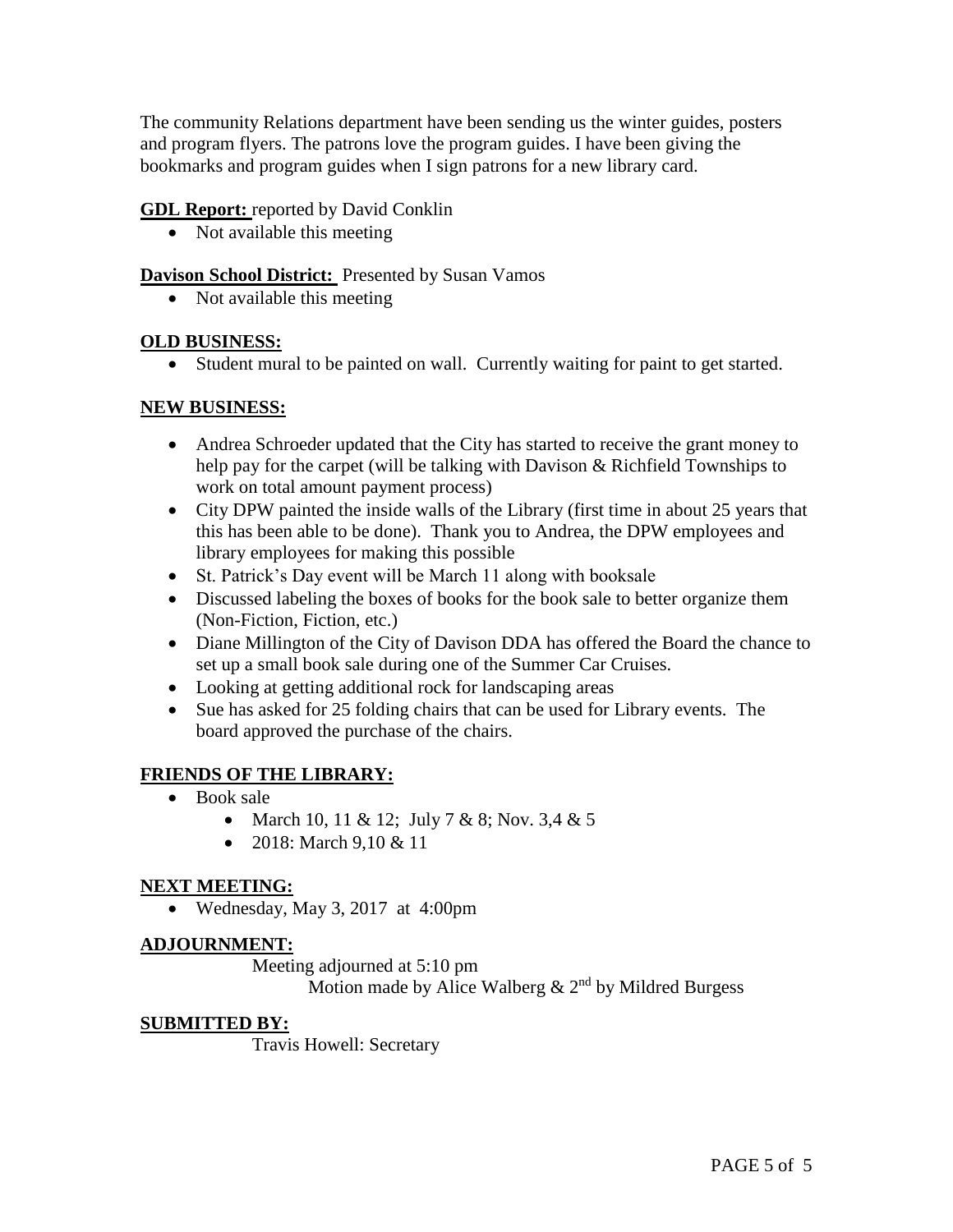The community Relations department have been sending us the winter guides, posters and program flyers. The patrons love the program guides. I have been giving the bookmarks and program guides when I sign patrons for a new library card.

**GDL Report:** reported by David Conklin

- Not available this meeting

**Davison School District:** Presented by Susan Vamos

- Not available this meeting

**OLD BUSINESS:**

- Student mural to be painted on wall. Currently waiting for paint to get started.

**NEW BUSINESS:**

- Andrea Schroeder updated that the City has started to receive the grant money to help pay for the carpet (will be talking with Davison & Richfield Townships to work on total amount payment process)
- City DPW painted the inside walls of the Library (first time in about 25 years that this has been able to be done). Thank you to Andrea, the DPW employees and library employees for making this possible
- St. Patrick's Day event will be March 11 along with booksale
- Discussed labeling the boxes of books for the book sale to better organize them (Non-Fiction, Fiction, etc.)
- Diane Millington of the City of Davison DDA has offered the Board the chance to set up a small book sale during one of the Summer Car Cruises.
- Looking at getting additional rock for landscaping areas
- Sue has asked for 25 folding chairs that can be used for Library events. The board approved the purchase of the chairs.

**FRIENDS OF THE LIBRARY:**

- Book sale
    - March 10, 11 & 12; July 7 & 8; Nov. 3,4 & 5
    - 2018: March 9,10 & 11

**NEXT MEETING:**

- Wednesday, May 3, 2017 at 4:00pm

**ADJOURNMENT:**

Meeting adjourned at 5:10 pm

Motion made by Alice Walberg & 2nd by Mildred Burgess

**SUBMITTED BY:**

Travis Howell: Secretary